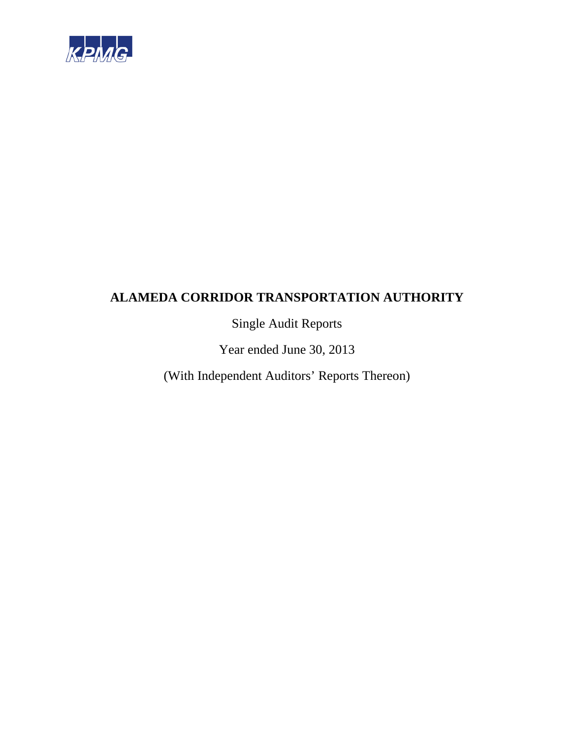KPMG

# ALAMEDA CORRIDOR TRANSPORTATION AUTHORITY

Single Audit Reports

Year ended June 30, 2013

(With Independent Auditors' Reports Thereon)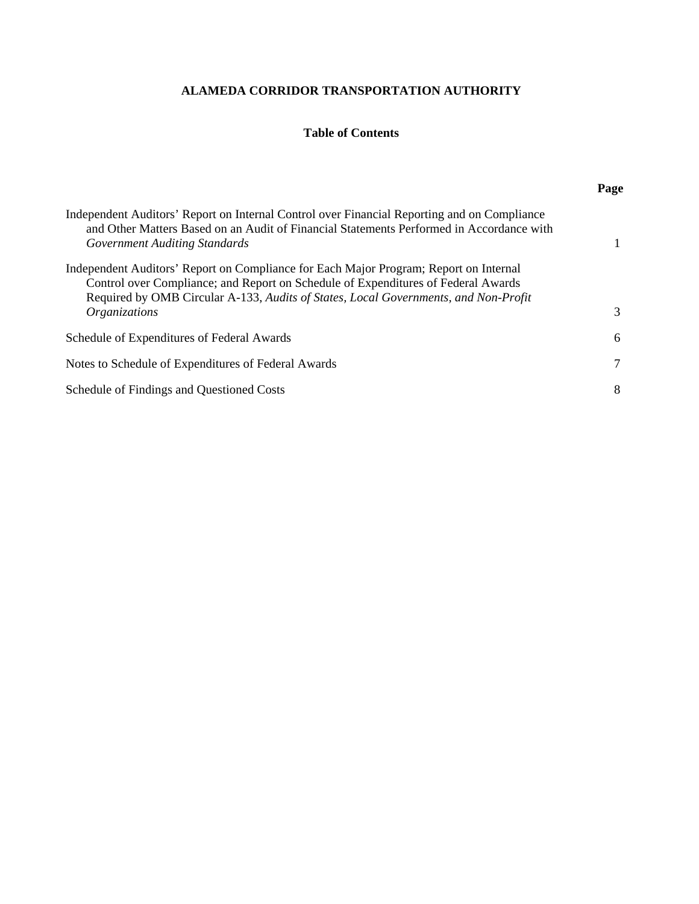# ALAMEDA CORRIDOR TRANSPORTATION AUTHORITY

## Table of Contents

| | Page |
|---|---|
| Independent Auditors' Report on Internal Control over Financial Reporting and on Compliance and Other Matters Based on an Audit of Financial Statements Performed in Accordance with *Government Auditing Standards* | 1 |
| Independent Auditors' Report on Compliance for Each Major Program; Report on Internal Control over Compliance; and Report on Schedule of Expenditures of Federal Awards Required by OMB Circular A-133, *Audits of States, Local Governments, and Non-Profit Organizations* | 3 |
| Schedule of Expenditures of Federal Awards | 6 |
| Notes to Schedule of Expenditures of Federal Awards | 7 |
| Schedule of Findings and Questioned Costs | 8 |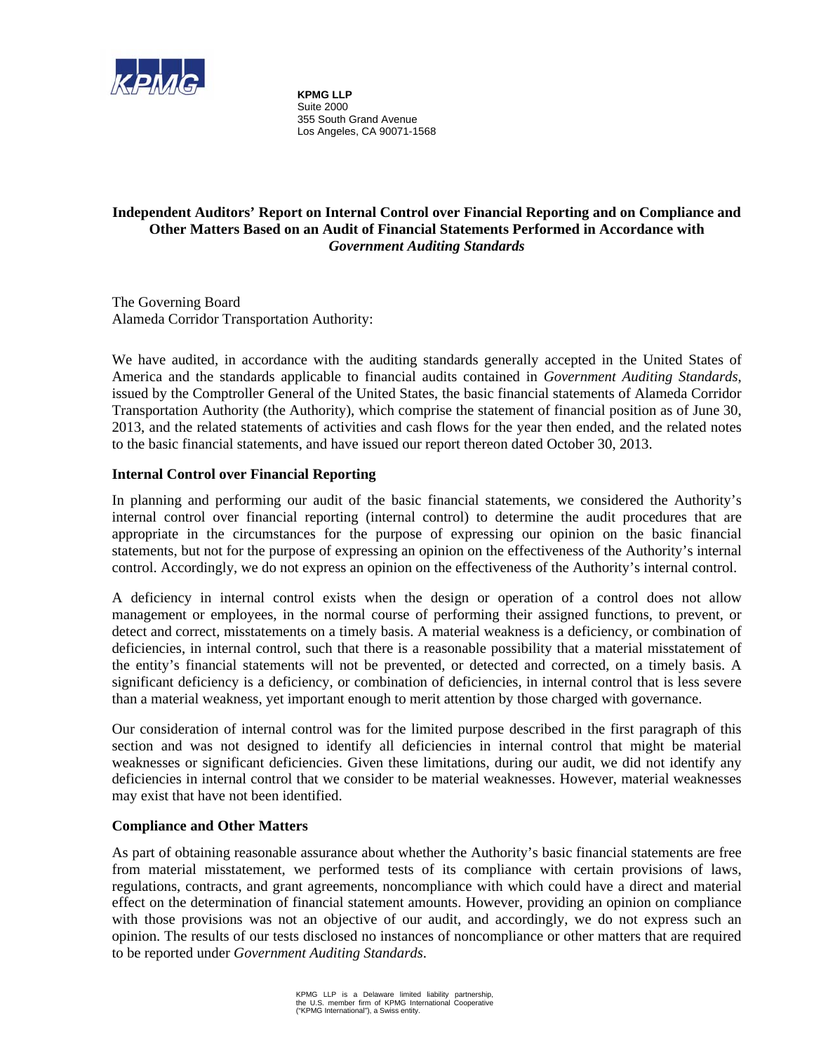KPMG LLP
Suite 2000
355 South Grand Avenue
Los Angeles, CA 90071-1568

# Independent Auditors' Report on Internal Control over Financial Reporting and on Compliance and Other Matters Based on an Audit of Financial Statements Performed in Accordance with *Government Auditing Standards*

The Governing Board
Alameda Corridor Transportation Authority:

We have audited, in accordance with the auditing standards generally accepted in the United States of America and the standards applicable to financial audits contained in *Government Auditing Standards*, issued by the Comptroller General of the United States, the basic financial statements of Alameda Corridor Transportation Authority (the Authority), which comprise the statement of financial position as of June 30, 2013, and the related statements of activities and cash flows for the year then ended, and the related notes to the basic financial statements, and have issued our report thereon dated October 30, 2013.

## Internal Control over Financial Reporting

In planning and performing our audit of the basic financial statements, we considered the Authority's internal control over financial reporting (internal control) to determine the audit procedures that are appropriate in the circumstances for the purpose of expressing our opinion on the basic financial statements, but not for the purpose of expressing an opinion on the effectiveness of the Authority's internal control. Accordingly, we do not express an opinion on the effectiveness of the Authority's internal control.

A deficiency in internal control exists when the design or operation of a control does not allow management or employees, in the normal course of performing their assigned functions, to prevent, or detect and correct, misstatements on a timely basis. A material weakness is a deficiency, or combination of deficiencies, in internal control, such that there is a reasonable possibility that a material misstatement of the entity's financial statements will not be prevented, or detected and corrected, on a timely basis. A significant deficiency is a deficiency, or combination of deficiencies, in internal control that is less severe than a material weakness, yet important enough to merit attention by those charged with governance.

Our consideration of internal control was for the limited purpose described in the first paragraph of this section and was not designed to identify all deficiencies in internal control that might be material weaknesses or significant deficiencies. Given these limitations, during our audit, we did not identify any deficiencies in internal control that we consider to be material weaknesses. However, material weaknesses may exist that have not been identified.

## Compliance and Other Matters

As part of obtaining reasonable assurance about whether the Authority's basic financial statements are free from material misstatement, we performed tests of its compliance with certain provisions of laws, regulations, contracts, and grant agreements, noncompliance with which could have a direct and material effect on the determination of financial statement amounts. However, providing an opinion on compliance with those provisions was not an objective of our audit, and accordingly, we do not express such an opinion. The results of our tests disclosed no instances of noncompliance or other matters that are required to be reported under *Government Auditing Standards*.

KPMG LLP is a Delaware limited liability partnership, the U.S. member firm of KPMG International Cooperative ("KPMG International"), a Swiss entity.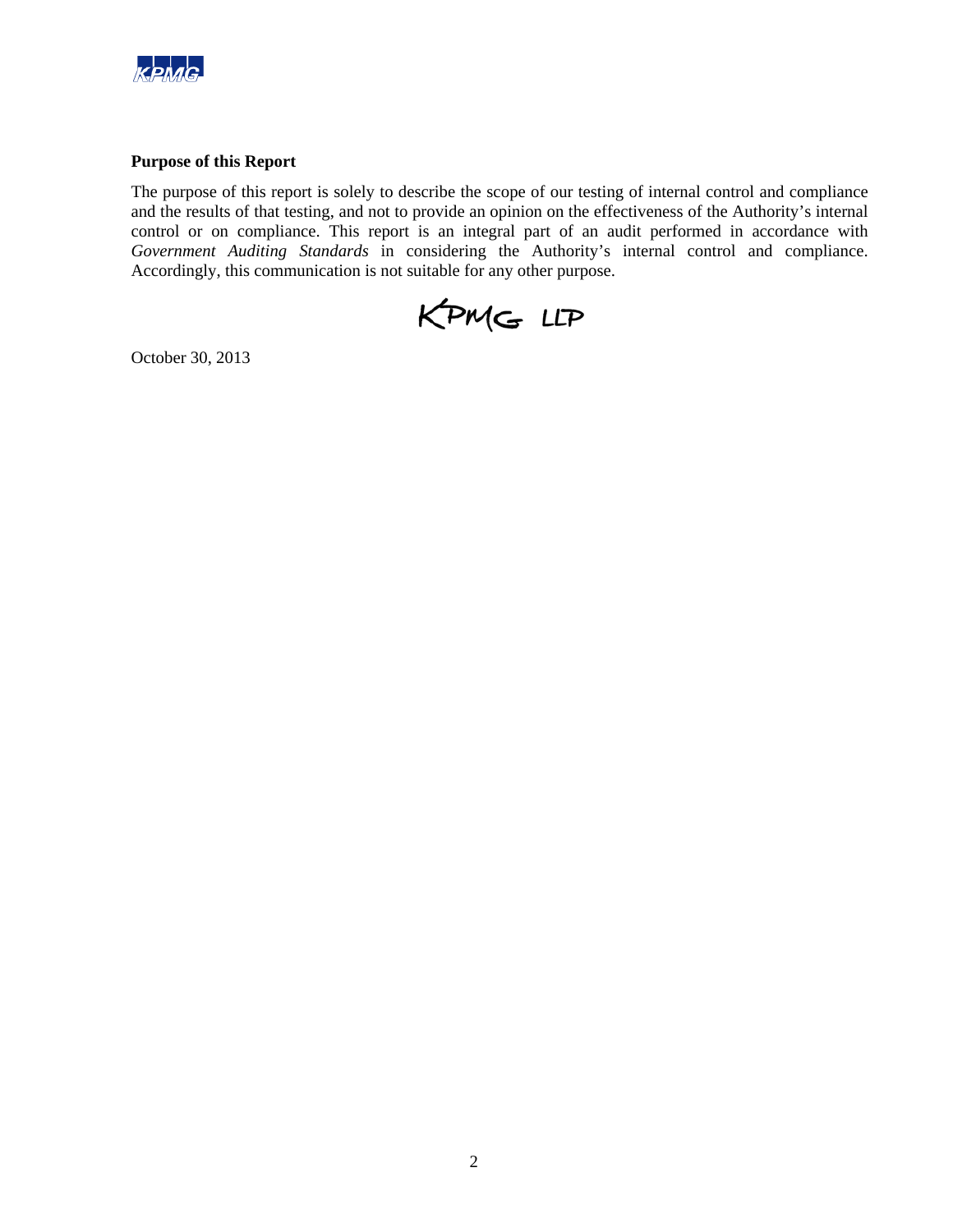### Purpose of this Report

The purpose of this report is solely to describe the scope of our testing of internal control and compliance and the results of that testing, and not to provide an opinion on the effectiveness of the Authority's internal control or on compliance. This report is an integral part of an audit performed in accordance with *Government Auditing Standards* in considering the Authority's internal control and compliance. Accordingly, this communication is not suitable for any other purpose.

KPMG LLP

October 30, 2013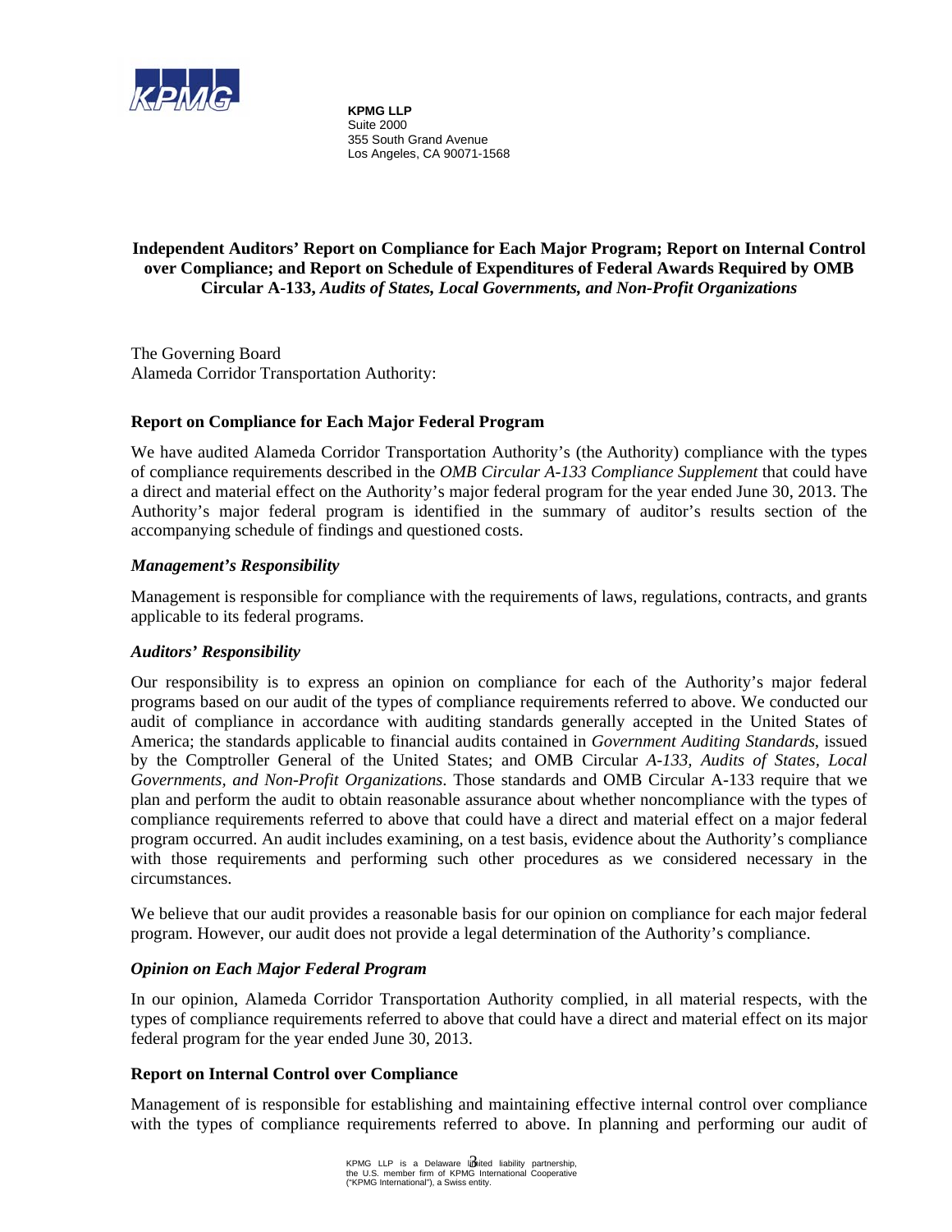KPMG

**KPMG LLP**
Suite 2000
355 South Grand Avenue
Los Angeles, CA 90071-1568

**Independent Auditors' Report on Compliance for Each Major Program; Report on Internal Control over Compliance; and Report on Schedule of Expenditures of Federal Awards Required by OMB Circular A-133, *Audits of States, Local Governments, and Non-Profit Organizations***

The Governing Board
Alameda Corridor Transportation Authority:

**Report on Compliance for Each Major Federal Program**

We have audited Alameda Corridor Transportation Authority's (the Authority) compliance with the types of compliance requirements described in the *OMB Circular A-133 Compliance Supplement* that could have a direct and material effect on the Authority's major federal program for the year ended June 30, 2013. The Authority's major federal program is identified in the summary of auditor's results section of the accompanying schedule of findings and questioned costs.

***Management's Responsibility***

Management is responsible for compliance with the requirements of laws, regulations, contracts, and grants applicable to its federal programs.

***Auditors' Responsibility***

Our responsibility is to express an opinion on compliance for each of the Authority's major federal programs based on our audit of the types of compliance requirements referred to above. We conducted our audit of compliance in accordance with auditing standards generally accepted in the United States of America; the standards applicable to financial audits contained in *Government Auditing Standards*, issued by the Comptroller General of the United States; and OMB Circular *A-133, Audits of States, Local Governments, and Non-Profit Organizations*. Those standards and OMB Circular A-133 require that we plan and perform the audit to obtain reasonable assurance about whether noncompliance with the types of compliance requirements referred to above that could have a direct and material effect on a major federal program occurred. An audit includes examining, on a test basis, evidence about the Authority's compliance with those requirements and performing such other procedures as we considered necessary in the circumstances.

We believe that our audit provides a reasonable basis for our opinion on compliance for each major federal program. However, our audit does not provide a legal determination of the Authority's compliance.

***Opinion on Each Major Federal Program***

In our opinion, Alameda Corridor Transportation Authority complied, in all material respects, with the types of compliance requirements referred to above that could have a direct and material effect on its major federal program for the year ended June 30, 2013.

**Report on Internal Control over Compliance**

Management of is responsible for establishing and maintaining effective internal control over compliance with the types of compliance requirements referred to above. In planning and performing our audit of

KPMG LLP is a Delaware limited liability partnership, the U.S. member firm of KPMG International Cooperative ("KPMG International"), a Swiss entity.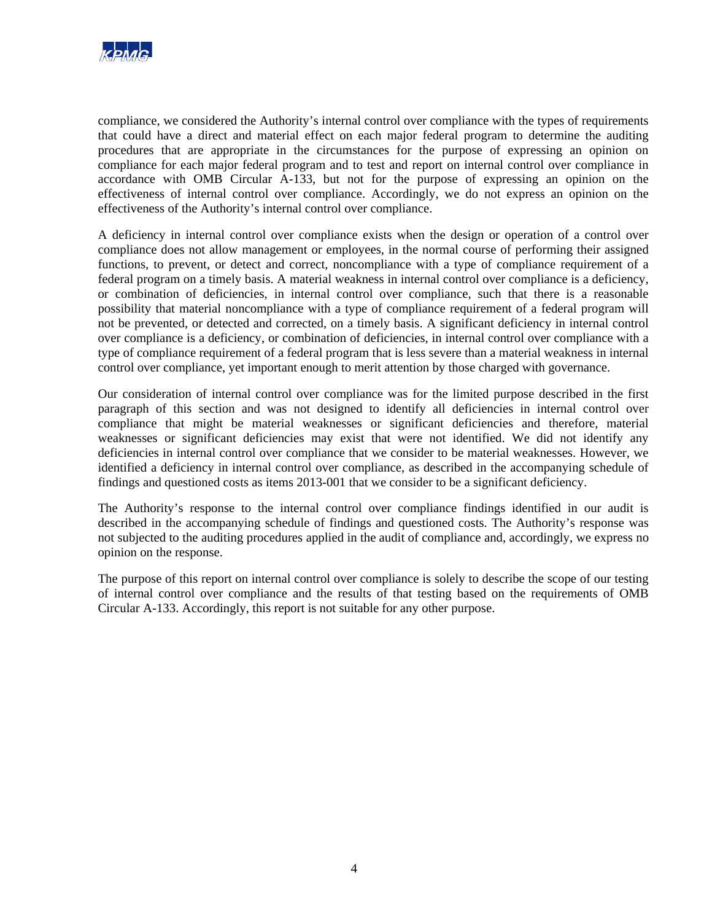compliance, we considered the Authority's internal control over compliance with the types of requirements that could have a direct and material effect on each major federal program to determine the auditing procedures that are appropriate in the circumstances for the purpose of expressing an opinion on compliance for each major federal program and to test and report on internal control over compliance in accordance with OMB Circular A-133, but not for the purpose of expressing an opinion on the effectiveness of internal control over compliance. Accordingly, we do not express an opinion on the effectiveness of the Authority's internal control over compliance.

A deficiency in internal control over compliance exists when the design or operation of a control over compliance does not allow management or employees, in the normal course of performing their assigned functions, to prevent, or detect and correct, noncompliance with a type of compliance requirement of a federal program on a timely basis. A material weakness in internal control over compliance is a deficiency, or combination of deficiencies, in internal control over compliance, such that there is a reasonable possibility that material noncompliance with a type of compliance requirement of a federal program will not be prevented, or detected and corrected, on a timely basis. A significant deficiency in internal control over compliance is a deficiency, or combination of deficiencies, in internal control over compliance with a type of compliance requirement of a federal program that is less severe than a material weakness in internal control over compliance, yet important enough to merit attention by those charged with governance.

Our consideration of internal control over compliance was for the limited purpose described in the first paragraph of this section and was not designed to identify all deficiencies in internal control over compliance that might be material weaknesses or significant deficiencies and therefore, material weaknesses or significant deficiencies may exist that were not identified. We did not identify any deficiencies in internal control over compliance that we consider to be material weaknesses. However, we identified a deficiency in internal control over compliance, as described in the accompanying schedule of findings and questioned costs as items 2013-001 that we consider to be a significant deficiency.

The Authority's response to the internal control over compliance findings identified in our audit is described in the accompanying schedule of findings and questioned costs. The Authority's response was not subjected to the auditing procedures applied in the audit of compliance and, accordingly, we express no opinion on the response.

The purpose of this report on internal control over compliance is solely to describe the scope of our testing of internal control over compliance and the results of that testing based on the requirements of OMB Circular A-133. Accordingly, this report is not suitable for any other purpose.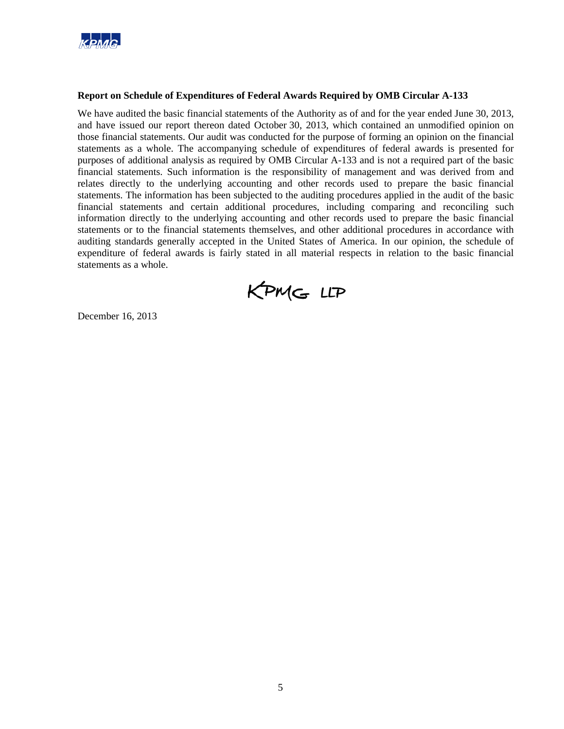**Report on Schedule of Expenditures of Federal Awards Required by OMB Circular A-133**

We have audited the basic financial statements of the Authority as of and for the year ended June 30, 2013, and have issued our report thereon dated October 30, 2013, which contained an unmodified opinion on those financial statements. Our audit was conducted for the purpose of forming an opinion on the financial statements as a whole. The accompanying schedule of expenditures of federal awards is presented for purposes of additional analysis as required by OMB Circular A-133 and is not a required part of the basic financial statements. Such information is the responsibility of management and was derived from and relates directly to the underlying accounting and other records used to prepare the basic financial statements. The information has been subjected to the auditing procedures applied in the audit of the basic financial statements and certain additional procedures, including comparing and reconciling such information directly to the underlying accounting and other records used to prepare the basic financial statements or to the financial statements themselves, and other additional procedures in accordance with auditing standards generally accepted in the United States of America. In our opinion, the schedule of expenditure of federal awards is fairly stated in all material respects in relation to the basic financial statements as a whole.

KPMG LLP

December 16, 2013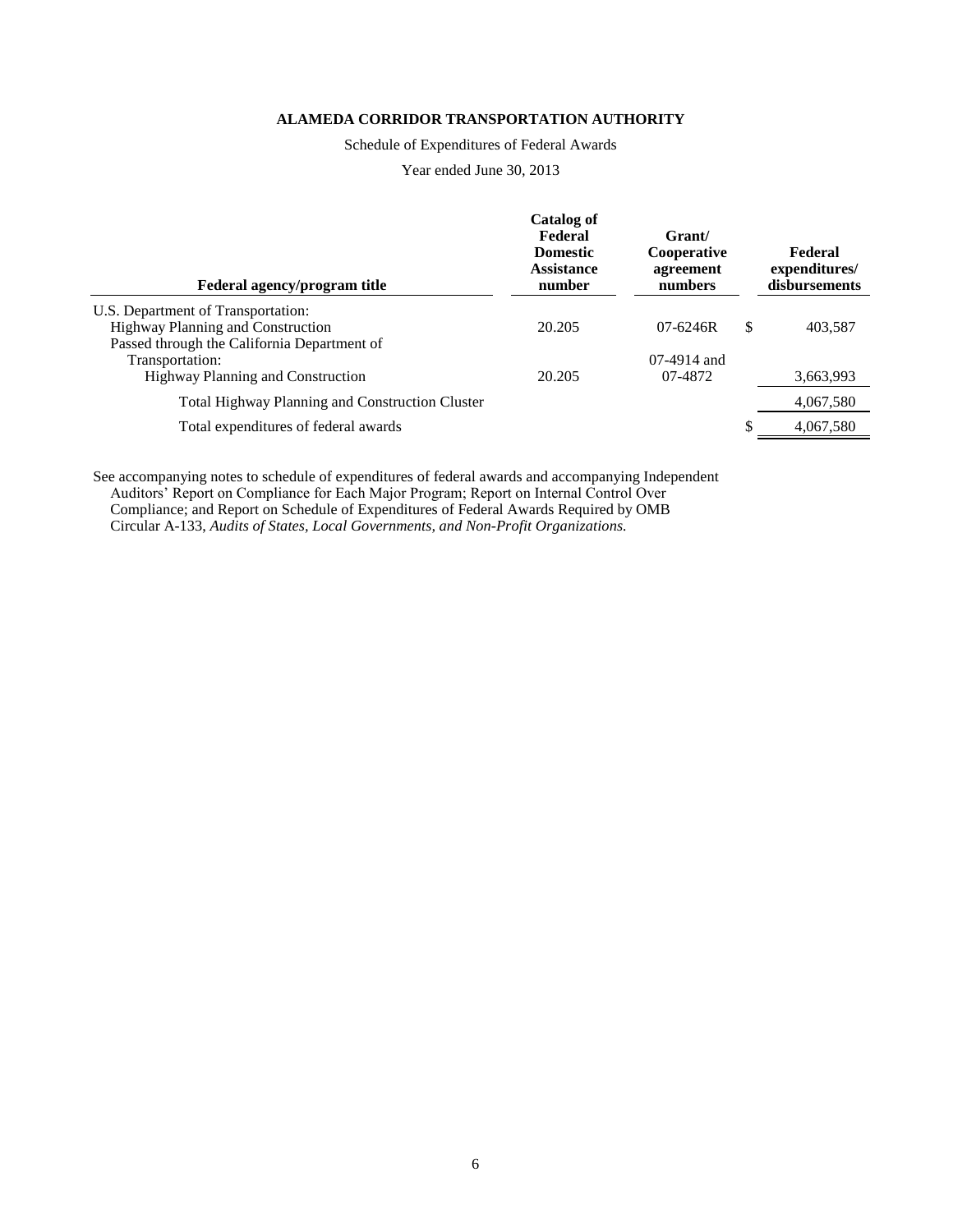**ALAMEDA CORRIDOR TRANSPORTATION AUTHORITY**

Schedule of Expenditures of Federal Awards

Year ended June 30, 2013

| Federal agency/program title | Catalog of Federal Domestic Assistance number | Grant/ Cooperative agreement numbers | Federal expenditures/ disbursements |
|---|---|---|---|
| U.S. Department of Transportation: | | | |
| Highway Planning and Construction | 20.205 | 07-6246R | $ 403,587 |
| Passed through the California Department of Transportation: | | | |
| Highway Planning and Construction | 20.205 | 07-4914 and 07-4872 | 3,663,993 |
| Total Highway Planning and Construction Cluster | | | 4,067,580 |
| Total expenditures of federal awards | | | $ 4,067,580 |

See accompanying notes to schedule of expenditures of federal awards and accompanying Independent Auditors' Report on Compliance for Each Major Program; Report on Internal Control Over Compliance; and Report on Schedule of Expenditures of Federal Awards Required by OMB Circular A-133, *Audits of States, Local Governments, and Non-Profit Organizations.*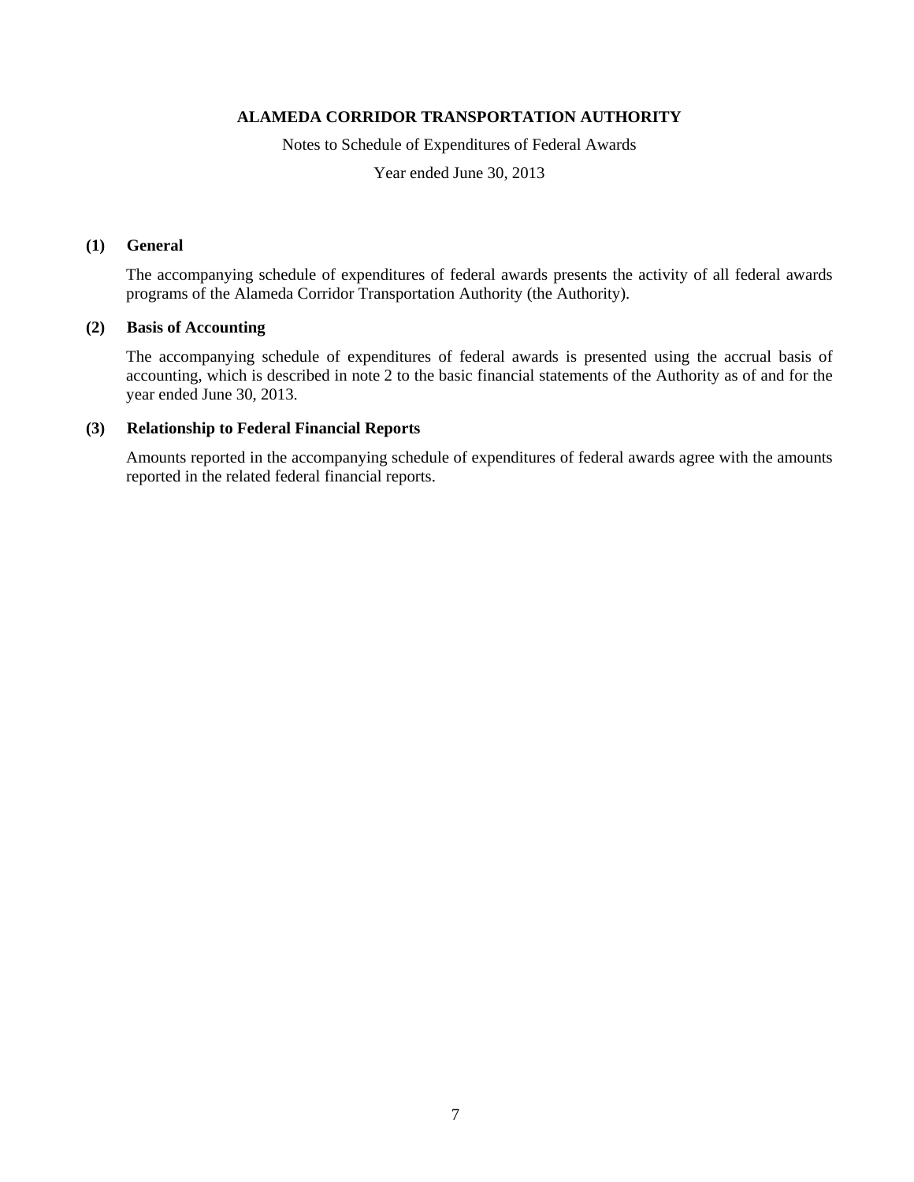# ALAMEDA CORRIDOR TRANSPORTATION AUTHORITY

Notes to Schedule of Expenditures of Federal Awards

Year ended June 30, 2013

## (1) General

The accompanying schedule of expenditures of federal awards presents the activity of all federal awards programs of the Alameda Corridor Transportation Authority (the Authority).

## (2) Basis of Accounting

The accompanying schedule of expenditures of federal awards is presented using the accrual basis of accounting, which is described in note 2 to the basic financial statements of the Authority as of and for the year ended June 30, 2013.

## (3) Relationship to Federal Financial Reports

Amounts reported in the accompanying schedule of expenditures of federal awards agree with the amounts reported in the related federal financial reports.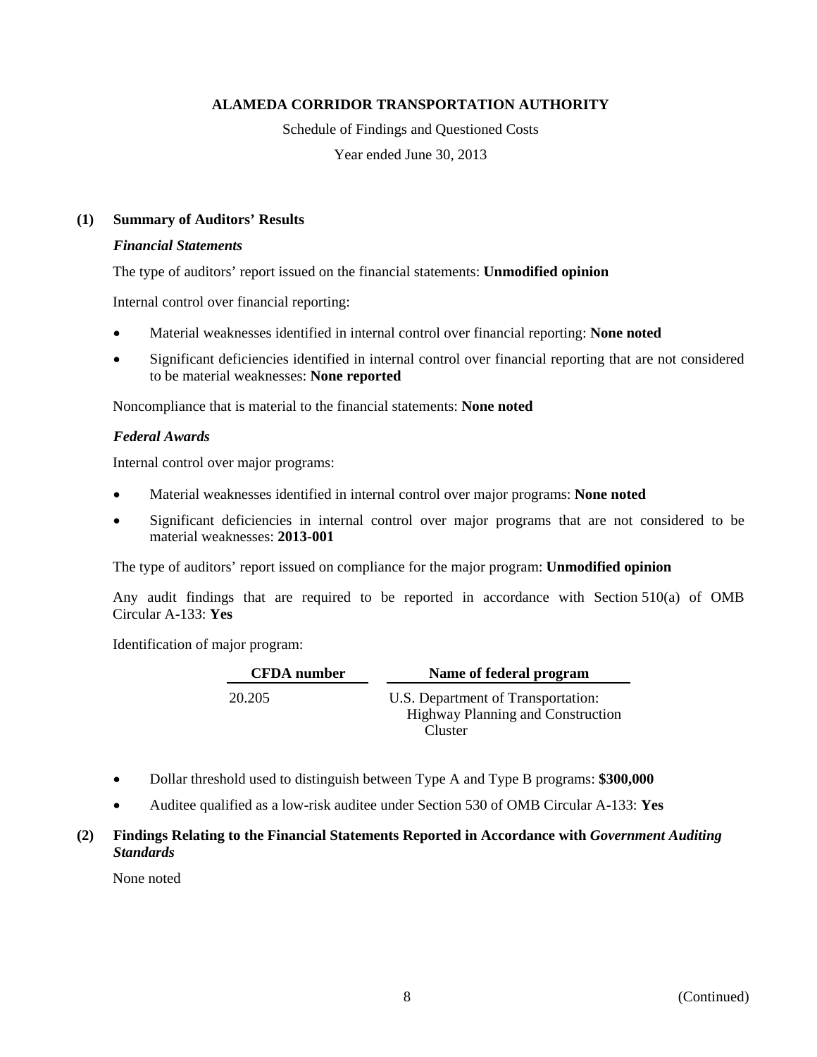# ALAMEDA CORRIDOR TRANSPORTATION AUTHORITY

Schedule of Findings and Questioned Costs

Year ended June 30, 2013

## (1) Summary of Auditors' Results

### *Financial Statements*

The type of auditors' report issued on the financial statements: **Unmodified opinion**

Internal control over financial reporting:

- Material weaknesses identified in internal control over financial reporting: **None noted**
- Significant deficiencies identified in internal control over financial reporting that are not considered to be material weaknesses: **None reported**

Noncompliance that is material to the financial statements: **None noted**

### *Federal Awards*

Internal control over major programs:

- Material weaknesses identified in internal control over major programs: **None noted**
- Significant deficiencies in internal control over major programs that are not considered to be material weaknesses: **2013-001**

The type of auditors' report issued on compliance for the major program: **Unmodified opinion**

Any audit findings that are required to be reported in accordance with Section 510(a) of OMB Circular A-133: **Yes**

Identification of major program:

| CFDA number | Name of federal program |
|---|---|
| 20.205 | U.S. Department of Transportation: Highway Planning and Construction Cluster |

- Dollar threshold used to distinguish between Type A and Type B programs: **$300,000**
- Auditee qualified as a low-risk auditee under Section 530 of OMB Circular A-133: **Yes**

## (2) Findings Relating to the Financial Statements Reported in Accordance with *Government Auditing Standards*

None noted

(Continued)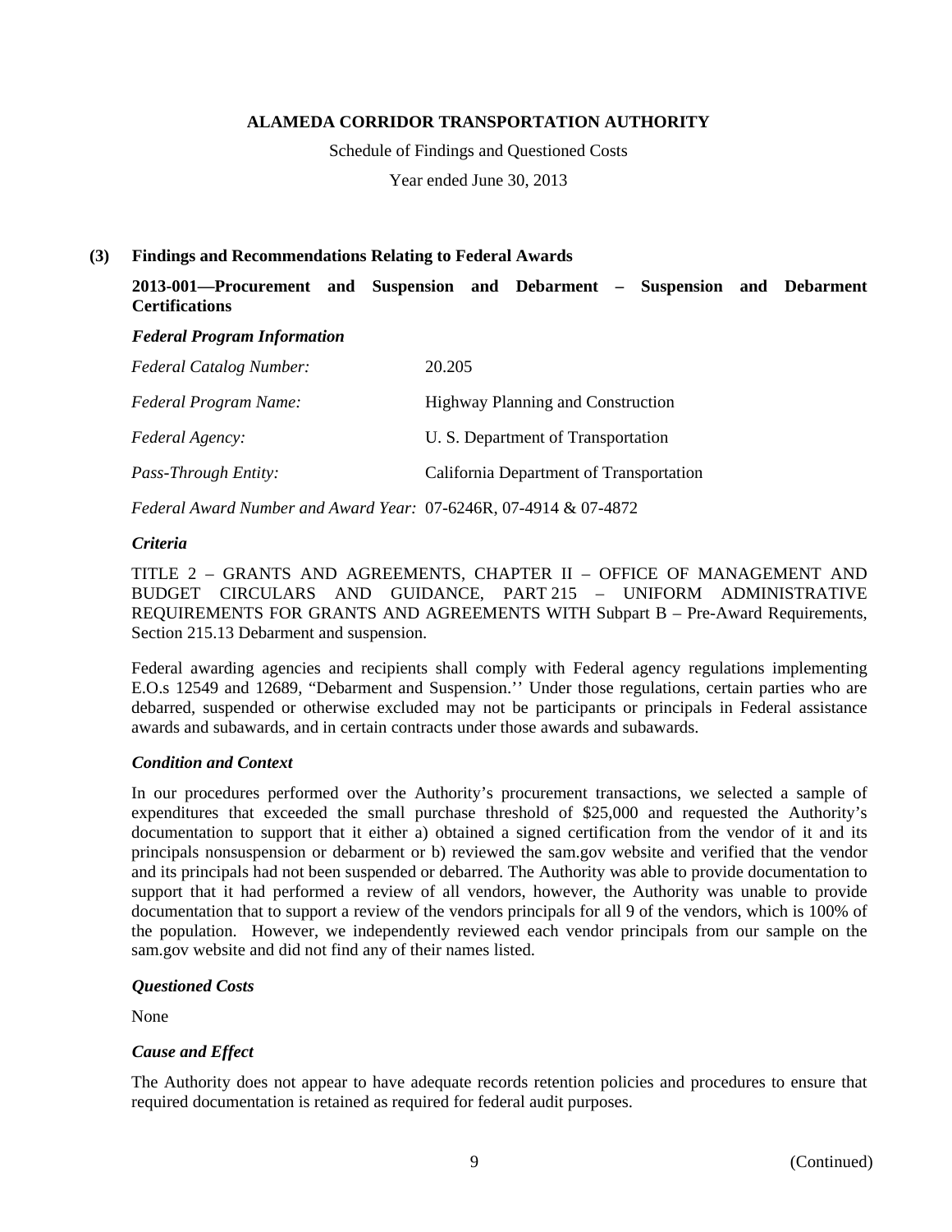**ALAMEDA CORRIDOR TRANSPORTATION AUTHORITY**

Schedule of Findings and Questioned Costs

Year ended June 30, 2013

## (3) Findings and Recommendations Relating to Federal Awards

### 2013-001—Procurement and Suspension and Debarment – Suspension and Debarment Certifications

***Federal Program Information***

| | |
|---|---|
| *Federal Catalog Number:* | 20.205 |
| *Federal Program Name:* | Highway Planning and Construction |
| *Federal Agency:* | U. S. Department of Transportation |
| *Pass-Through Entity:* | California Department of Transportation |
| *Federal Award Number and Award Year:* | 07-6246R, 07-4914 & 07-4872 |

***Criteria***

TITLE 2 – GRANTS AND AGREEMENTS, CHAPTER II – OFFICE OF MANAGEMENT AND BUDGET CIRCULARS AND GUIDANCE, PART 215 – UNIFORM ADMINISTRATIVE REQUIREMENTS FOR GRANTS AND AGREEMENTS WITH Subpart B – Pre-Award Requirements, Section 215.13 Debarment and suspension.

Federal awarding agencies and recipients shall comply with Federal agency regulations implementing E.O.s 12549 and 12689, "Debarment and Suspension.'' Under those regulations, certain parties who are debarred, suspended or otherwise excluded may not be participants or principals in Federal assistance awards and subawards, and in certain contracts under those awards and subawards.

***Condition and Context***

In our procedures performed over the Authority's procurement transactions, we selected a sample of expenditures that exceeded the small purchase threshold of $25,000 and requested the Authority's documentation to support that it either a) obtained a signed certification from the vendor of it and its principals nonsuspension or debarment or b) reviewed the sam.gov website and verified that the vendor and its principals had not been suspended or debarred. The Authority was able to provide documentation to support that it had performed a review of all vendors, however, the Authority was unable to provide documentation that to support a review of the vendors principals for all 9 of the vendors, which is 100% of the population. However, we independently reviewed each vendor principals from our sample on the sam.gov website and did not find any of their names listed.

***Questioned Costs***

None

***Cause and Effect***

The Authority does not appear to have adequate records retention policies and procedures to ensure that required documentation is retained as required for federal audit purposes.

(Continued)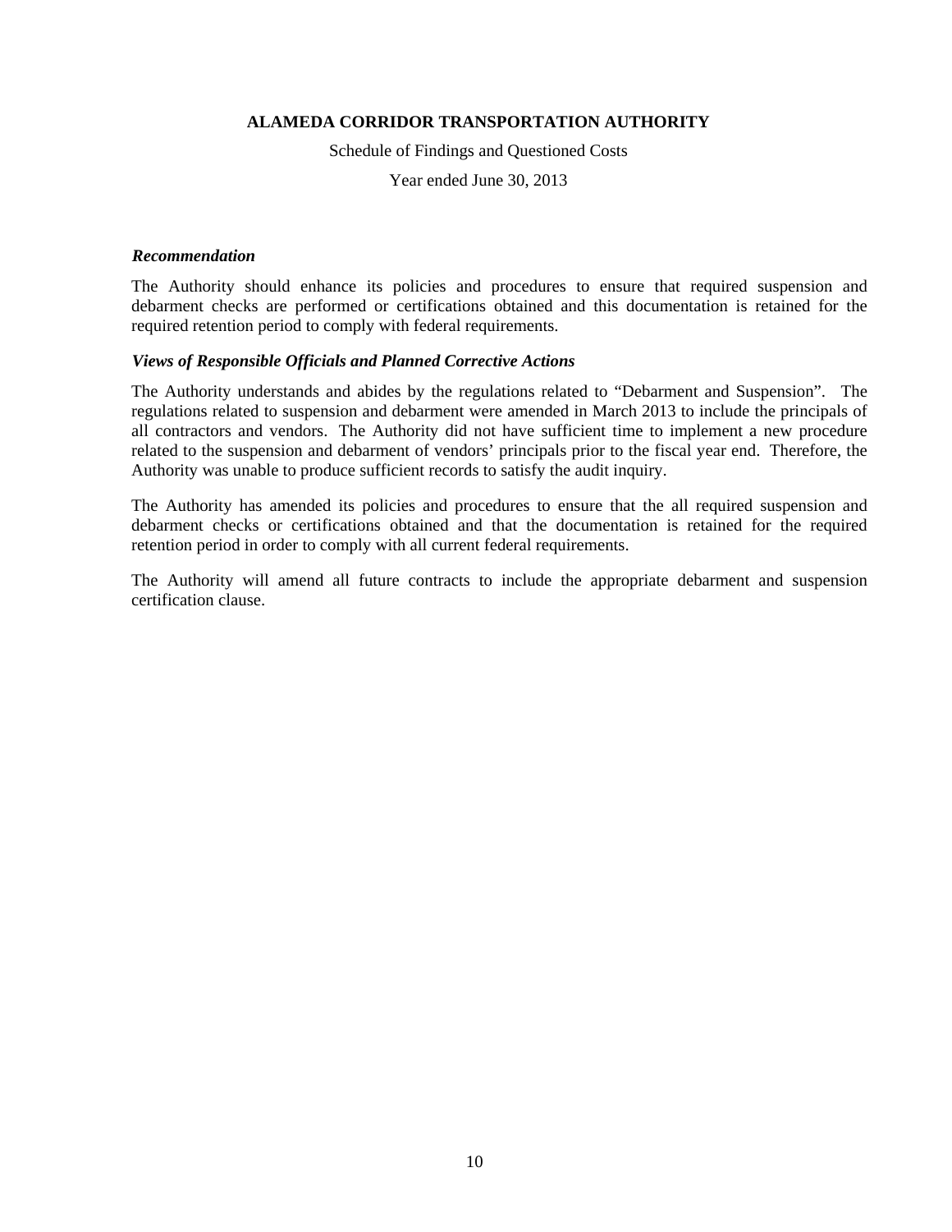#### ALAMEDA CORRIDOR TRANSPORTATION AUTHORITY

Schedule of Findings and Questioned Costs

Year ended June 30, 2013

***Recommendation***

The Authority should enhance its policies and procedures to ensure that required suspension and debarment checks are performed or certifications obtained and this documentation is retained for the required retention period to comply with federal requirements.

***Views of Responsible Officials and Planned Corrective Actions***

The Authority understands and abides by the regulations related to "Debarment and Suspension". The regulations related to suspension and debarment were amended in March 2013 to include the principals of all contractors and vendors. The Authority did not have sufficient time to implement a new procedure related to the suspension and debarment of vendors' principals prior to the fiscal year end. Therefore, the Authority was unable to produce sufficient records to satisfy the audit inquiry.

The Authority has amended its policies and procedures to ensure that the all required suspension and debarment checks or certifications obtained and that the documentation is retained for the required retention period in order to comply with all current federal requirements.

The Authority will amend all future contracts to include the appropriate debarment and suspension certification clause.